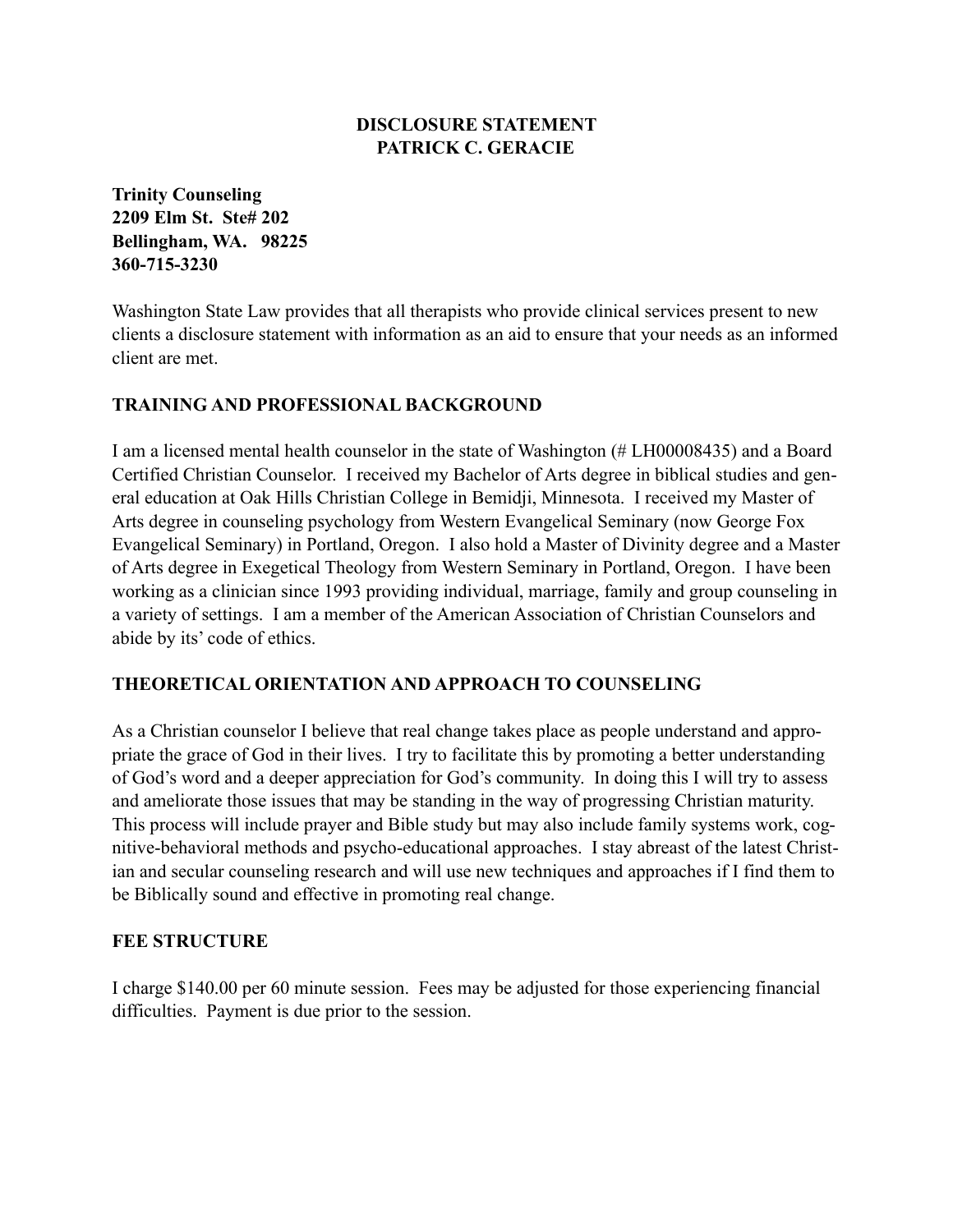# DISCLOSURE STATEMENT
# PATRICK C. GERACIE

**Trinity Counseling**
**2209 Elm St. Ste# 202**
**Bellingham, WA. 98225**
**360-715-3230**

Washington State Law provides that all therapists who provide clinical services present to new clients a disclosure statement with information as an aid to ensure that your needs as an informed client are met.

## TRAINING AND PROFESSIONAL BACKGROUND

I am a licensed mental health counselor in the state of Washington (# LH00008435) and a Board Certified Christian Counselor. I received my Bachelor of Arts degree in biblical studies and general education at Oak Hills Christian College in Bemidji, Minnesota. I received my Master of Arts degree in counseling psychology from Western Evangelical Seminary (now George Fox Evangelical Seminary) in Portland, Oregon. I also hold a Master of Divinity degree and a Master of Arts degree in Exegetical Theology from Western Seminary in Portland, Oregon. I have been working as a clinician since 1993 providing individual, marriage, family and group counseling in a variety of settings. I am a member of the American Association of Christian Counselors and abide by its' code of ethics.

## THEORETICAL ORIENTATION AND APPROACH TO COUNSELING

As a Christian counselor I believe that real change takes place as people understand and appropriate the grace of God in their lives. I try to facilitate this by promoting a better understanding of God's word and a deeper appreciation for God's community. In doing this I will try to assess and ameliorate those issues that may be standing in the way of progressing Christian maturity. This process will include prayer and Bible study but may also include family systems work, cognitive-behavioral methods and psycho-educational approaches. I stay abreast of the latest Christian and secular counseling research and will use new techniques and approaches if I find them to be Biblically sound and effective in promoting real change.

## FEE STRUCTURE

I charge $140.00 per 60 minute session. Fees may be adjusted for those experiencing financial difficulties. Payment is due prior to the session.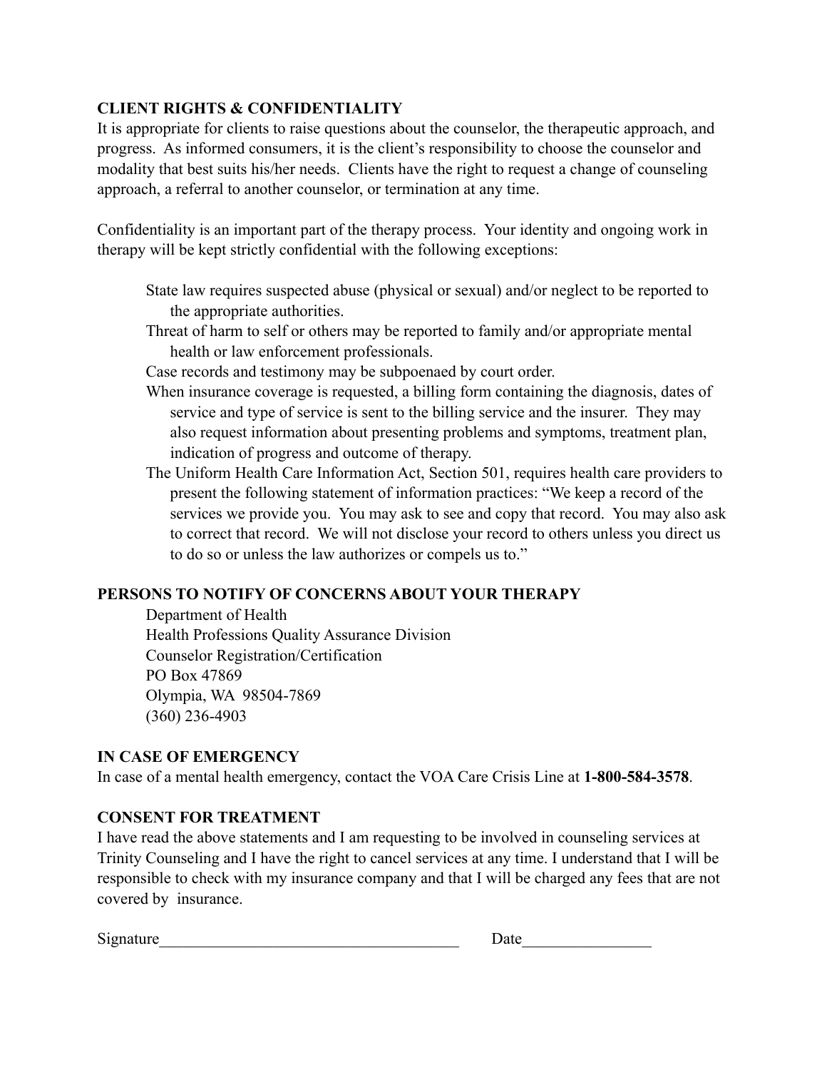## CLIENT RIGHTS & CONFIDENTIALITY

It is appropriate for clients to raise questions about the counselor, the therapeutic approach, and progress. As informed consumers, it is the client's responsibility to choose the counselor and modality that best suits his/her needs. Clients have the right to request a change of counseling approach, a referral to another counselor, or termination at any time.

Confidentiality is an important part of the therapy process. Your identity and ongoing work in therapy will be kept strictly confidential with the following exceptions:

- State law requires suspected abuse (physical or sexual) and/or neglect to be reported to the appropriate authorities.
- Threat of harm to self or others may be reported to family and/or appropriate mental health or law enforcement professionals.
- Case records and testimony may be subpoenaed by court order.
- When insurance coverage is requested, a billing form containing the diagnosis, dates of service and type of service is sent to the billing service and the insurer. They may also request information about presenting problems and symptoms, treatment plan, indication of progress and outcome of therapy.
- The Uniform Health Care Information Act, Section 501, requires health care providers to present the following statement of information practices: "We keep a record of the services we provide you. You may ask to see and copy that record. You may also ask to correct that record. We will not disclose your record to others unless you direct us to do so or unless the law authorizes or compels us to."

## PERSONS TO NOTIFY OF CONCERNS ABOUT YOUR THERAPY

Department of Health
Health Professions Quality Assurance Division
Counselor Registration/Certification
PO Box 47869
Olympia, WA 98504-7869
(360) 236-4903

## IN CASE OF EMERGENCY

In case of a mental health emergency, contact the VOA Care Crisis Line at **1-800-584-3578**.

## CONSENT FOR TREATMENT

I have read the above statements and I am requesting to be involved in counseling services at Trinity Counseling and I have the right to cancel services at any time. I understand that I will be responsible to check with my insurance company and that I will be charged any fees that are not covered by insurance.

Signature_____________________________________ Date________________